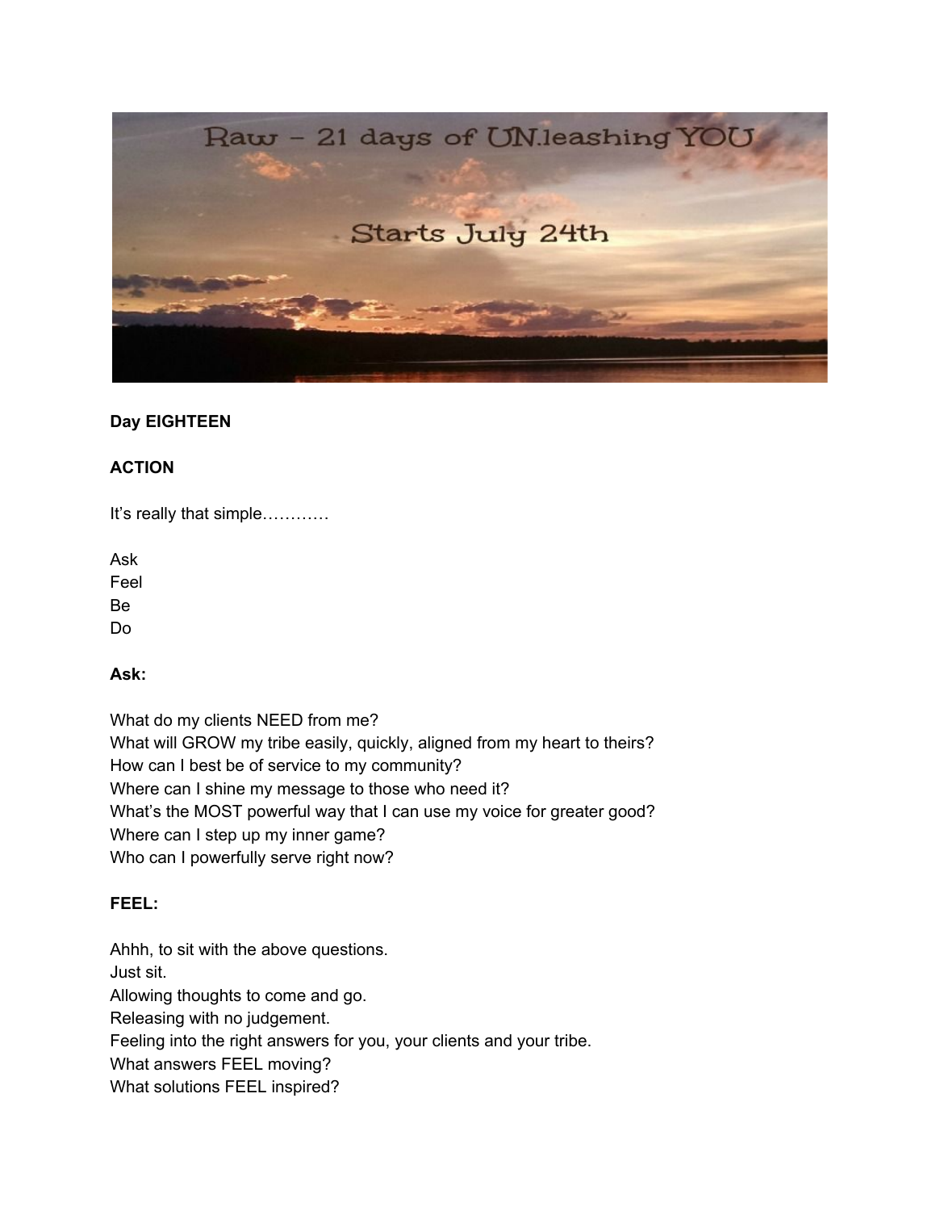Raw – 21 days of UN.leashing YOU

Starts July 24th

**Day EIGHTEEN**

**ACTION**

It's really that simple…………

Ask
Feel
Be
Do

**Ask:**

What do my clients NEED from me?
What will GROW my tribe easily, quickly, aligned from my heart to theirs?
How can I best be of service to my community?
Where can I shine my message to those who need it?
What's the MOST powerful way that I can use my voice for greater good?
Where can I step up my inner game?
Who can I powerfully serve right now?

**FEEL:**

Ahhh, to sit with the above questions.
Just sit.
Allowing thoughts to come and go.
Releasing with no judgement.
Feeling into the right answers for you, your clients and your tribe.
What answers FEEL moving?
What solutions FEEL inspired?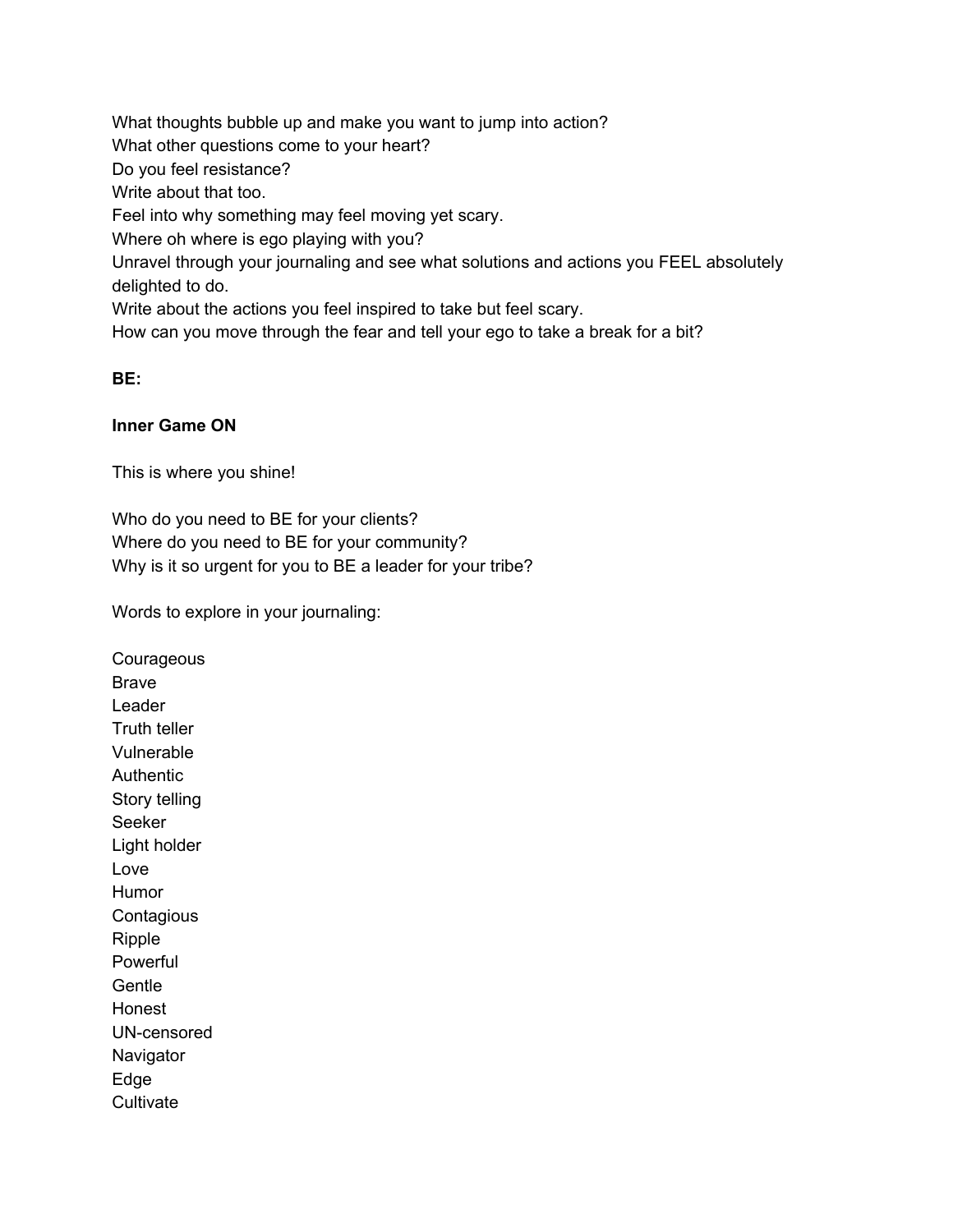What thoughts bubble up and make you want to jump into action?
What other questions come to your heart?
Do you feel resistance?
Write about that too.
Feel into why something may feel moving yet scary.
Where oh where is ego playing with you?
Unravel through your journaling and see what solutions and actions you FEEL absolutely delighted to do.
Write about the actions you feel inspired to take but feel scary.
How can you move through the fear and tell your ego to take a break for a bit?

**BE:**

**Inner Game ON**

This is where you shine!

Who do you need to BE for your clients?
Where do you need to BE for your community?
Why is it so urgent for you to BE a leader for your tribe?

Words to explore in your journaling:

Courageous
Brave
Leader
Truth teller
Vulnerable
Authentic
Story telling
Seeker
Light holder
Love
Humor
Contagious
Ripple
Powerful
Gentle
Honest
UN-censored
Navigator
Edge
Cultivate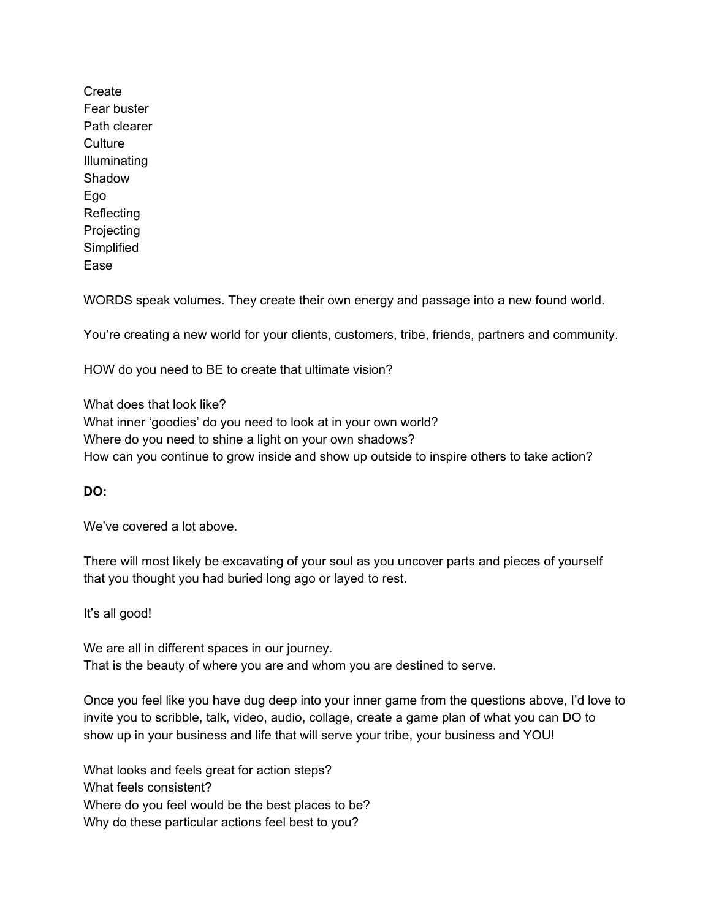Create
Fear buster
Path clearer
Culture
Illuminating
Shadow
Ego
Reflecting
Projecting
Simplified
Ease

WORDS speak volumes. They create their own energy and passage into a new found world.

You're creating a new world for your clients, customers, tribe, friends, partners and community.

HOW do you need to BE to create that ultimate vision?

What does that look like?
What inner 'goodies' do you need to look at in your own world?
Where do you need to shine a light on your own shadows?
How can you continue to grow inside and show up outside to inspire others to take action?

**DO:**

We've covered a lot above.

There will most likely be excavating of your soul as you uncover parts and pieces of yourself that you thought you had buried long ago or layed to rest.

It's all good!

We are all in different spaces in our journey.
That is the beauty of where you are and whom you are destined to serve.

Once you feel like you have dug deep into your inner game from the questions above, I'd love to invite you to scribble, talk, video, audio, collage, create a game plan of what you can DO to show up in your business and life that will serve your tribe, your business and YOU!

What looks and feels great for action steps?
What feels consistent?
Where do you feel would be the best places to be?
Why do these particular actions feel best to you?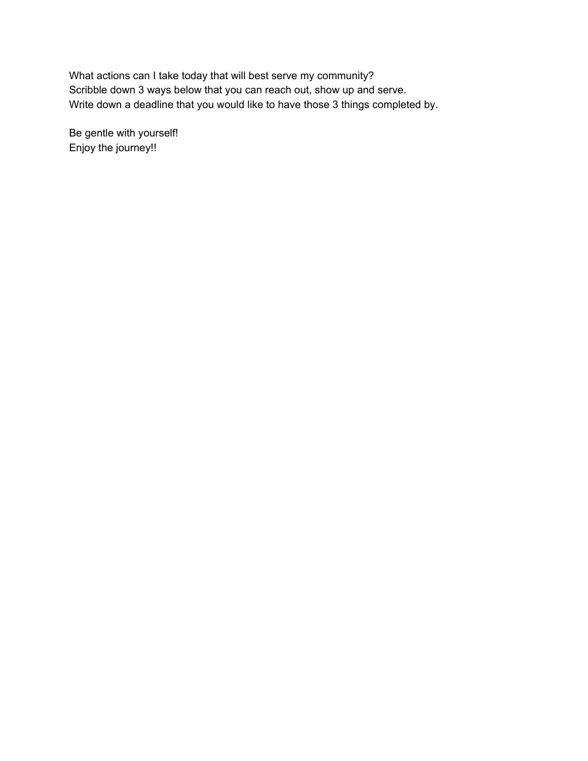What actions can I take today that will best serve my community?
Scribble down 3 ways below that you can reach out, show up and serve.
Write down a deadline that you would like to have those 3 things completed by.

Be gentle with yourself!
Enjoy the journey!!